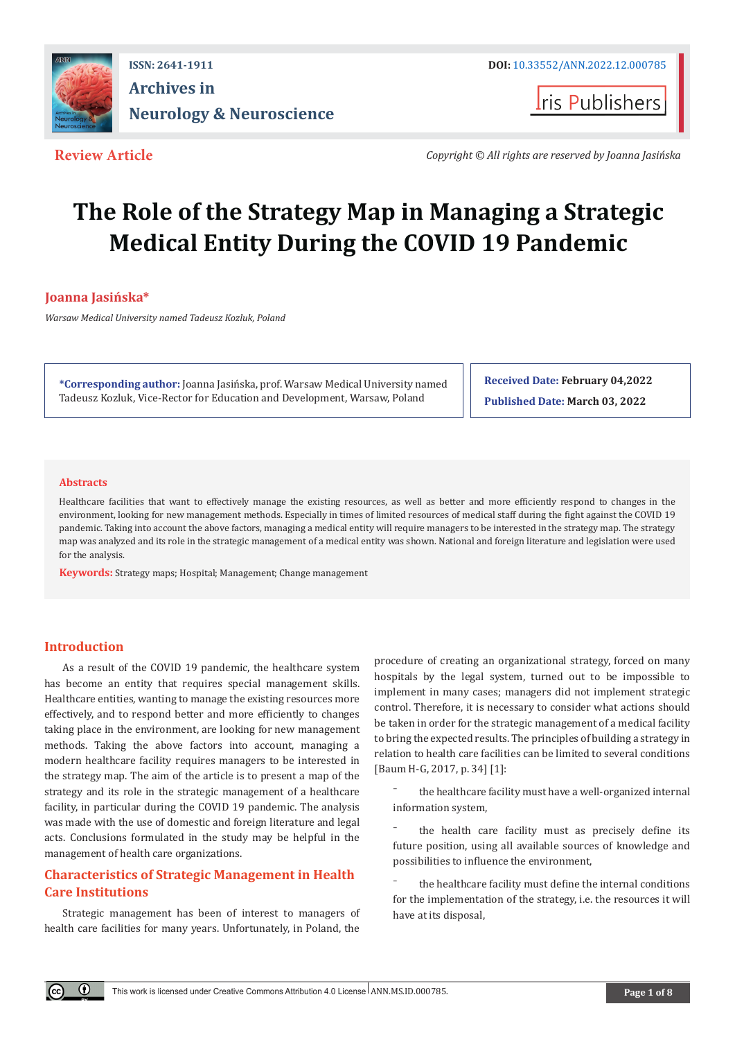ISSN: 2641-1911

**Archives in Neurology & Neuroscience**

**DOI:** 10.33552/ANN.2022.12.000785

Iris Publishers

**Review Article**

*Copyright © All rights are reserved by Joanna Jasińska*

# The Role of the Strategy Map in Managing a Strategic Medical Entity During the COVID 19 Pandemic

**Joanna Jasińska***

*Warsaw Medical University named Tadeusz Kozluk, Poland*

**\*Corresponding author:** Joanna Jasińska, prof. Warsaw Medical University named Tadeusz Kozluk, Vice-Rector for Education and Development, Warsaw, Poland

**Received Date:** February 04,2022

**Published Date:** March 03, 2022

## Abstracts

Healthcare facilities that want to effectively manage the existing resources, as well as better and more efficiently respond to changes in the environment, looking for new management methods. Especially in times of limited resources of medical staff during the fight against the COVID 19 pandemic. Taking into account the above factors, managing a medical entity will require managers to be interested in the strategy map. The strategy map was analyzed and its role in the strategic management of a medical entity was shown. National and foreign literature and legislation were used for the analysis.

**Keywords:** Strategy maps; Hospital; Management; Change management

## Introduction

As a result of the COVID 19 pandemic, the healthcare system has become an entity that requires special management skills. Healthcare entities, wanting to manage the existing resources more effectively, and to respond better and more efficiently to changes taking place in the environment, are looking for new management methods. Taking the above factors into account, managing a modern healthcare facility requires managers to be interested in the strategy map. The aim of the article is to present a map of the strategy and its role in the strategic management of a healthcare facility, in particular during the COVID 19 pandemic. The analysis was made with the use of domestic and foreign literature and legal acts. Conclusions formulated in the study may be helpful in the management of health care organizations.

## Characteristics of Strategic Management in Health Care Institutions

Strategic management has been of interest to managers of health care facilities for many years. Unfortunately, in Poland, the procedure of creating an organizational strategy, forced on many hospitals by the legal system, turned out to be impossible to implement in many cases; managers did not implement strategic control. Therefore, it is necessary to consider what actions should be taken in order for the strategic management of a medical facility to bring the expected results. The principles of building a strategy in relation to health care facilities can be limited to several conditions [Baum H-G, 2017, p. 34] [1]:

- the healthcare facility must have a well-organized internal information system,
- the health care facility must as precisely define its future position, using all available sources of knowledge and possibilities to influence the environment,
- the healthcare facility must define the internal conditions for the implementation of the strategy, i.e. the resources it will have at its disposal,

This work is licensed under Creative Commons Attribution 4.0 License ANN.MS.ID.000785.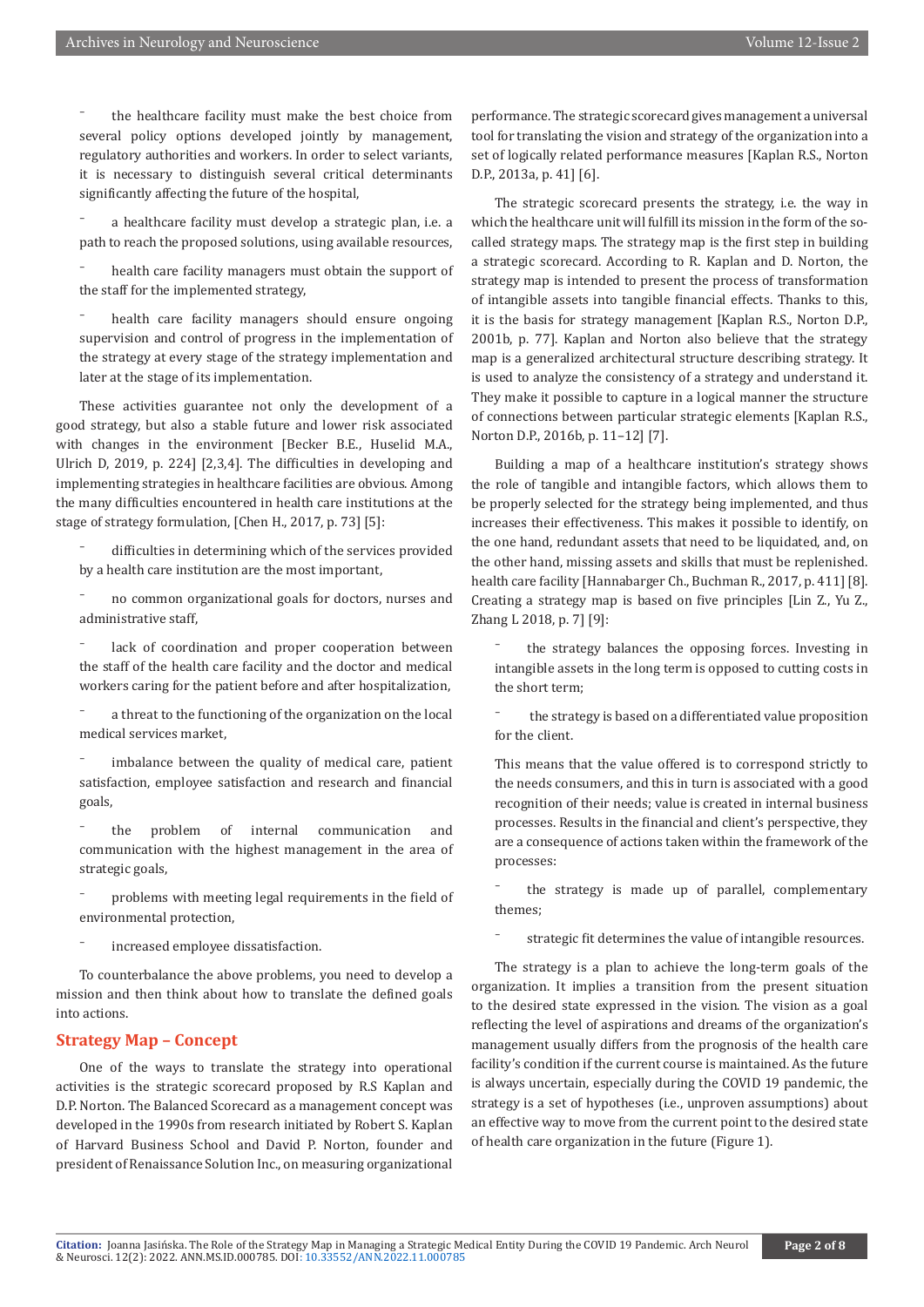- the healthcare facility must make the best choice from several policy options developed jointly by management, regulatory authorities and workers. In order to select variants, it is necessary to distinguish several critical determinants significantly affecting the future of the hospital,
- a healthcare facility must develop a strategic plan, i.e. a path to reach the proposed solutions, using available resources,
- health care facility managers must obtain the support of the staff for the implemented strategy,
- health care facility managers should ensure ongoing supervision and control of progress in the implementation of the strategy at every stage of the strategy implementation and later at the stage of its implementation.

These activities guarantee not only the development of a good strategy, but also a stable future and lower risk associated with changes in the environment [Becker B.E., Huselid M.A., Ulrich D, 2019, p. 224] [2,3,4]. The difficulties in developing and implementing strategies in healthcare facilities are obvious. Among the many difficulties encountered in health care institutions at the stage of strategy formulation, [Chen H., 2017, p. 73] [5]:

- difficulties in determining which of the services provided by a health care institution are the most important,
- no common organizational goals for doctors, nurses and administrative staff,
- lack of coordination and proper cooperation between the staff of the health care facility and the doctor and medical workers caring for the patient before and after hospitalization,
- a threat to the functioning of the organization on the local medical services market,
- imbalance between the quality of medical care, patient satisfaction, employee satisfaction and research and financial goals,
- the problem of internal communication and communication with the highest management in the area of strategic goals,
- problems with meeting legal requirements in the field of environmental protection,
- increased employee dissatisfaction.

To counterbalance the above problems, you need to develop a mission and then think about how to translate the defined goals into actions.

## Strategy Map – Concept

One of the ways to translate the strategy into operational activities is the strategic scorecard proposed by R.S Kaplan and D.P. Norton. The Balanced Scorecard as a management concept was developed in the 1990s from research initiated by Robert S. Kaplan of Harvard Business School and David P. Norton, founder and president of Renaissance Solution Inc., on measuring organizational performance. The strategic scorecard gives management a universal tool for translating the vision and strategy of the organization into a set of logically related performance measures [Kaplan R.S., Norton D.P., 2013a, p. 41] [6].

The strategic scorecard presents the strategy, i.e. the way in which the healthcare unit will fulfill its mission in the form of the so-called strategy maps. The strategy map is the first step in building a strategic scorecard. According to R. Kaplan and D. Norton, the strategy map is intended to present the process of transformation of intangible assets into tangible financial effects. Thanks to this, it is the basis for strategy management [Kaplan R.S., Norton D.P., 2001b, p. 77]. Kaplan and Norton also believe that the strategy map is a generalized architectural structure describing strategy. It is used to analyze the consistency of a strategy and understand it. They make it possible to capture in a logical manner the structure of connections between particular strategic elements [Kaplan R.S., Norton D.P., 2016b, p. 11–12] [7].

Building a map of a healthcare institution's strategy shows the role of tangible and intangible factors, which allows them to be properly selected for the strategy being implemented, and thus increases their effectiveness. This makes it possible to identify, on the one hand, redundant assets that need to be liquidated, and, on the other hand, missing assets and skills that must be replenished. health care facility [Hannabarger Ch., Buchman R., 2017, p. 411] [8]. Creating a strategy map is based on five principles [Lin Z., Yu Z., Zhang L 2018, p. 7] [9]:

- the strategy balances the opposing forces. Investing in intangible assets in the long term is opposed to cutting costs in the short term;
- the strategy is based on a differentiated value proposition for the client.

This means that the value offered is to correspond strictly to the needs consumers, and this in turn is associated with a good recognition of their needs; value is created in internal business processes. Results in the financial and client's perspective, they are a consequence of actions taken within the framework of the processes:

- the strategy is made up of parallel, complementary themes;
- strategic fit determines the value of intangible resources.

The strategy is a plan to achieve the long-term goals of the organization. It implies a transition from the present situation to the desired state expressed in the vision. The vision as a goal reflecting the level of aspirations and dreams of the organization's management usually differs from the prognosis of the health care facility's condition if the current course is maintained. As the future is always uncertain, especially during the COVID 19 pandemic, the strategy is a set of hypotheses (i.e., unproven assumptions) about an effective way to move from the current point to the desired state of health care organization in the future (Figure 1).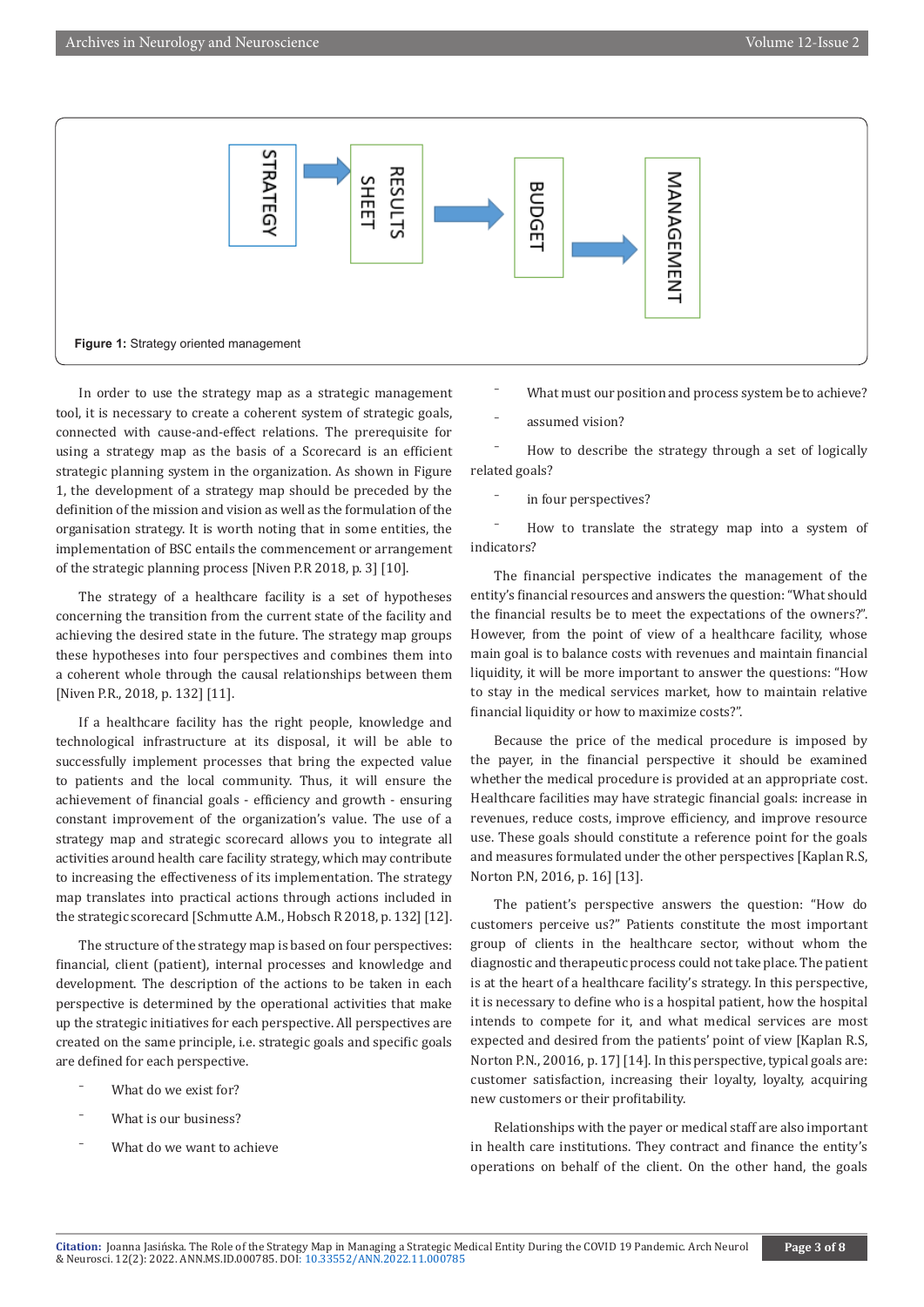STRATEGY → RESULTS SHEET → BUDGET → MANAGEMENT

**Figure 1:** Strategy oriented management

In order to use the strategy map as a strategic management tool, it is necessary to create a coherent system of strategic goals, connected with cause-and-effect relations. The prerequisite for using a strategy map as the basis of a Scorecard is an efficient strategic planning system in the organization. As shown in Figure 1, the development of a strategy map should be preceded by the definition of the mission and vision as well as the formulation of the organisation strategy. It is worth noting that in some entities, the implementation of BSC entails the commencement or arrangement of the strategic planning process [Niven P.R 2018, p. 3] [10].

The strategy of a healthcare facility is a set of hypotheses concerning the transition from the current state of the facility and achieving the desired state in the future. The strategy map groups these hypotheses into four perspectives and combines them into a coherent whole through the causal relationships between them [Niven P.R., 2018, p. 132] [11].

If a healthcare facility has the right people, knowledge and technological infrastructure at its disposal, it will be able to successfully implement processes that bring the expected value to patients and the local community. Thus, it will ensure the achievement of financial goals - efficiency and growth - ensuring constant improvement of the organization's value. The use of a strategy map and strategic scorecard allows you to integrate all activities around health care facility strategy, which may contribute to increasing the effectiveness of its implementation. The strategy map translates into practical actions through actions included in the strategic scorecard [Schmutte A.M., Hobsch R 2018, p. 132] [12].

The structure of the strategy map is based on four perspectives: financial, client (patient), internal processes and knowledge and development. The description of the actions to be taken in each perspective is determined by the operational activities that make up the strategic initiatives for each perspective. All perspectives are created on the same principle, i.e. strategic goals and specific goals are defined for each perspective.

- What do we exist for?
- What is our business?
- What do we want to achieve
- What must our position and process system be to achieve?
- assumed vision?
- How to describe the strategy through a set of logically related goals?
- in four perspectives?
- How to translate the strategy map into a system of indicators?

The financial perspective indicates the management of the entity's financial resources and answers the question: "What should the financial results be to meet the expectations of the owners?". However, from the point of view of a healthcare facility, whose main goal is to balance costs with revenues and maintain financial liquidity, it will be more important to answer the questions: "How to stay in the medical services market, how to maintain relative financial liquidity or how to maximize costs?".

Because the price of the medical procedure is imposed by the payer, in the financial perspective it should be examined whether the medical procedure is provided at an appropriate cost. Healthcare facilities may have strategic financial goals: increase in revenues, reduce costs, improve efficiency, and improve resource use. These goals should constitute a reference point for the goals and measures formulated under the other perspectives [Kaplan R.S, Norton P.N, 2016, p. 16] [13].

The patient's perspective answers the question: "How do customers perceive us?" Patients constitute the most important group of clients in the healthcare sector, without whom the diagnostic and therapeutic process could not take place. The patient is at the heart of a healthcare facility's strategy. In this perspective, it is necessary to define who is a hospital patient, how the hospital intends to compete for it, and what medical services are most expected and desired from the patients' point of view [Kaplan R.S, Norton P.N., 20016, p. 17] [14]. In this perspective, typical goals are: customer satisfaction, increasing their loyalty, loyalty, acquiring new customers or their profitability.

Relationships with the payer or medical staff are also important in health care institutions. They contract and finance the entity's operations on behalf of the client. On the other hand, the goals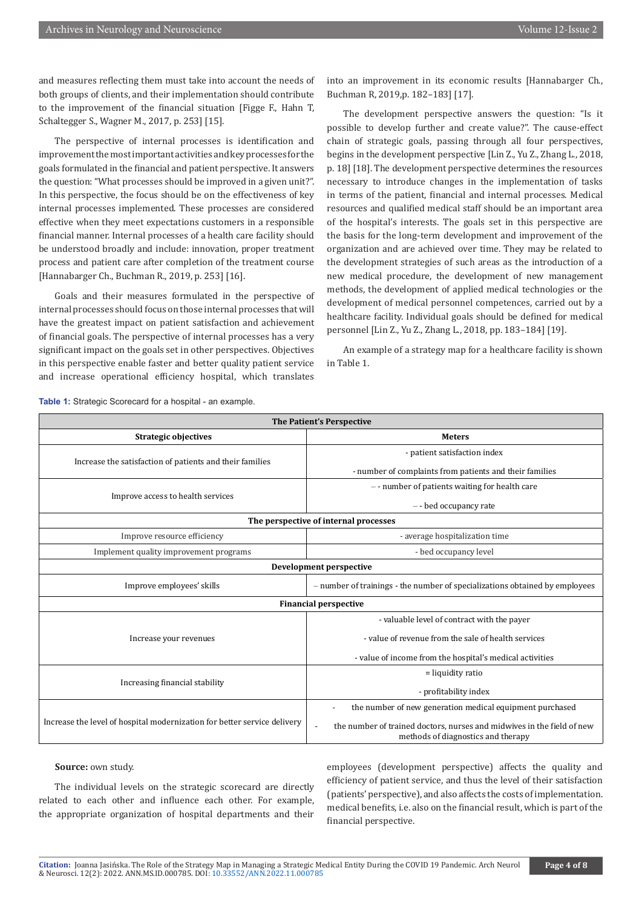and measures reflecting them must take into account the needs of both groups of clients, and their implementation should contribute to the improvement of the financial situation [Figge F., Hahn T, Schaltegger S., Wagner M., 2017, p. 253] [15].

The perspective of internal processes is identification and improvement the most important activities and key processes for the goals formulated in the financial and patient perspective. It answers the question: "What processes should be improved in a given unit?". In this perspective, the focus should be on the effectiveness of key internal processes implemented. These processes are considered effective when they meet expectations customers in a responsible financial manner. Internal processes of a health care facility should be understood broadly and include: innovation, proper treatment process and patient care after completion of the treatment course [Hannabarger Ch., Buchman R., 2019, p. 253] [16].

Goals and their measures formulated in the perspective of internal processes should focus on those internal processes that will have the greatest impact on patient satisfaction and achievement of financial goals. The perspective of internal processes has a very significant impact on the goals set in other perspectives. Objectives in this perspective enable faster and better quality patient service and increase operational efficiency hospital, which translates into an improvement in its economic results [Hannabarger Ch., Buchman R, 2019,p. 182–183] [17].

The development perspective answers the question: "Is it possible to develop further and create value?". The cause-effect chain of strategic goals, passing through all four perspectives, begins in the development perspective [Lin Z., Yu Z., Zhang L., 2018, p. 18] [18]. The development perspective determines the resources necessary to introduce changes in the implementation of tasks in terms of the patient, financial and internal processes. Medical resources and qualified medical staff should be an important area of the hospital's interests. The goals set in this perspective are the basis for the long-term development and improvement of the organization and are achieved over time. They may be related to the development strategies of such areas as the introduction of a new medical procedure, the development of new management methods, the development of applied medical technologies or the development of medical personnel competences, carried out by a healthcare facility. Individual goals should be defined for medical personnel [Lin Z., Yu Z., Zhang L., 2018, pp. 183–184] [19].

An example of a strategy map for a healthcare facility is shown in Table 1.

**Table 1:** Strategic Scorecard for a hospital - an example.

| **The Patient's Perspective** | |
|---|---|
| **Strategic objectives** | **Meters** |
| Increase the satisfaction of patients and their families | - patient satisfaction index<br>- number of complaints from patients and their families |
| Improve access to health services | – - number of patients waiting for health care<br>– - bed occupancy rate |
| **The perspective of internal processes** | |
| Improve resource efficiency | - average hospitalization time |
| Implement quality improvement programs | - bed occupancy level |
| **Development perspective** | |
| Improve employees' skills | – number of trainings - the number of specializations obtained by employees |
| **Financial perspective** | |
| Increase your revenues | - valuable level of contract with the payer<br>- value of revenue from the sale of health services<br>- value of income from the hospital's medical activities |
| Increasing financial stability | = liquidity ratio<br>- profitability index |
| Increase the level of hospital modernization for better service delivery | - the number of new generation medical equipment purchased<br>- the number of trained doctors, nurses and midwives in the field of new methods of diagnostics and therapy |

**Source:** own study.

The individual levels on the strategic scorecard are directly related to each other and influence each other. For example, the appropriate organization of hospital departments and their employees (development perspective) affects the quality and efficiency of patient service, and thus the level of their satisfaction (patients' perspective), and also affects the costs of implementation. medical benefits, i.e. also on the financial result, which is part of the financial perspective.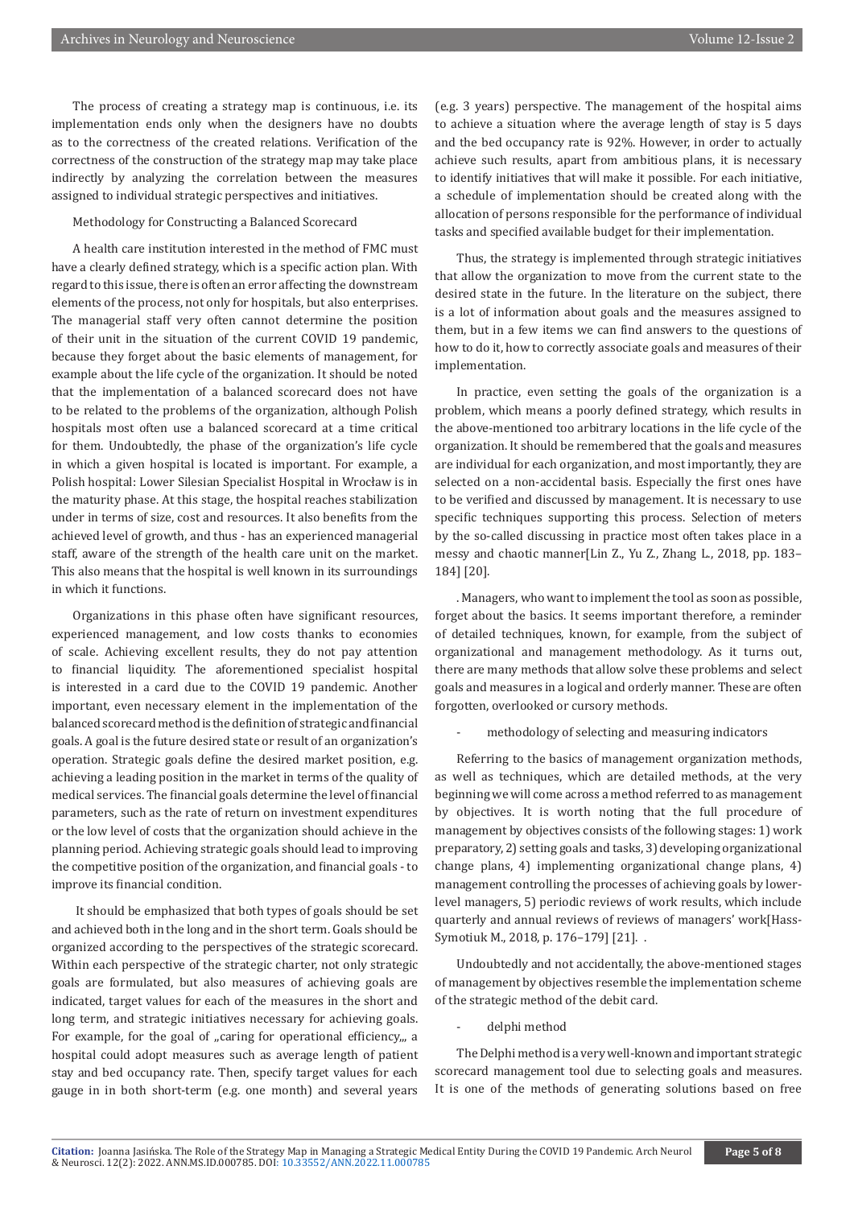The process of creating a strategy map is continuous, i.e. its implementation ends only when the designers have no doubts as to the correctness of the created relations. Verification of the correctness of the construction of the strategy map may take place indirectly by analyzing the correlation between the measures assigned to individual strategic perspectives and initiatives.

Methodology for Constructing a Balanced Scorecard

A health care institution interested in the method of FMC must have a clearly defined strategy, which is a specific action plan. With regard to this issue, there is often an error affecting the downstream elements of the process, not only for hospitals, but also enterprises. The managerial staff very often cannot determine the position of their unit in the situation of the current COVID 19 pandemic, because they forget about the basic elements of management, for example about the life cycle of the organization. It should be noted that the implementation of a balanced scorecard does not have to be related to the problems of the organization, although Polish hospitals most often use a balanced scorecard at a time critical for them. Undoubtedly, the phase of the organization's life cycle in which a given hospital is located is important. For example, a Polish hospital: Lower Silesian Specialist Hospital in Wrocław is in the maturity phase. At this stage, the hospital reaches stabilization under in terms of size, cost and resources. It also benefits from the achieved level of growth, and thus - has an experienced managerial staff, aware of the strength of the health care unit on the market. This also means that the hospital is well known in its surroundings in which it functions.

Organizations in this phase often have significant resources, experienced management, and low costs thanks to economies of scale. Achieving excellent results, they do not pay attention to financial liquidity. The aforementioned specialist hospital is interested in a card due to the COVID 19 pandemic. Another important, even necessary element in the implementation of the balanced scorecard method is the definition of strategic and financial goals. A goal is the future desired state or result of an organization's operation. Strategic goals define the desired market position, e.g. achieving a leading position in the market in terms of the quality of medical services. The financial goals determine the level of financial parameters, such as the rate of return on investment expenditures or the low level of costs that the organization should achieve in the planning period. Achieving strategic goals should lead to improving the competitive position of the organization, and financial goals - to improve its financial condition.

It should be emphasized that both types of goals should be set and achieved both in the long and in the short term. Goals should be organized according to the perspectives of the strategic scorecard. Within each perspective of the strategic charter, not only strategic goals are formulated, but also measures of achieving goals are indicated, target values for each of the measures in the short and long term, and strategic initiatives necessary for achieving goals. For example, for the goal of „caring for operational efficiency„, a hospital could adopt measures such as average length of patient stay and bed occupancy rate. Then, specify target values for each gauge in in both short-term (e.g. one month) and several years (e.g. 3 years) perspective. The management of the hospital aims to achieve a situation where the average length of stay is 5 days and the bed occupancy rate is 92%. However, in order to actually achieve such results, apart from ambitious plans, it is necessary to identify initiatives that will make it possible. For each initiative, a schedule of implementation should be created along with the allocation of persons responsible for the performance of individual tasks and specified available budget for their implementation.

Thus, the strategy is implemented through strategic initiatives that allow the organization to move from the current state to the desired state in the future. In the literature on the subject, there is a lot of information about goals and the measures assigned to them, but in a few items we can find answers to the questions of how to do it, how to correctly associate goals and measures of their implementation.

In practice, even setting the goals of the organization is a problem, which means a poorly defined strategy, which results in the above-mentioned too arbitrary locations in the life cycle of the organization. It should be remembered that the goals and measures are individual for each organization, and most importantly, they are selected on a non-accidental basis. Especially the first ones have to be verified and discussed by management. It is necessary to use specific techniques supporting this process. Selection of meters by the so-called discussing in practice most often takes place in a messy and chaotic manner[Lin Z., Yu Z., Zhang L., 2018, pp. 183–184] [20].

. Managers, who want to implement the tool as soon as possible, forget about the basics. It seems important therefore, a reminder of detailed techniques, known, for example, from the subject of organizational and management methodology. As it turns out, there are many methods that allow solve these problems and select goals and measures in a logical and orderly manner. These are often forgotten, overlooked or cursory methods.

- methodology of selecting and measuring indicators

Referring to the basics of management organization methods, as well as techniques, which are detailed methods, at the very beginning we will come across a method referred to as management by objectives. It is worth noting that the full procedure of management by objectives consists of the following stages: 1) work preparatory, 2) setting goals and tasks, 3) developing organizational change plans, 4) implementing organizational change plans, 4) management controlling the processes of achieving goals by lower-level managers, 5) periodic reviews of work results, which include quarterly and annual reviews of reviews of managers' work[Hass-Symotiuk M., 2018, p. 176–179] [21]. .

Undoubtedly and not accidentally, the above-mentioned stages of management by objectives resemble the implementation scheme of the strategic method of the debit card.

- delphi method

The Delphi method is a very well-known and important strategic scorecard management tool due to selecting goals and measures. It is one of the methods of generating solutions based on free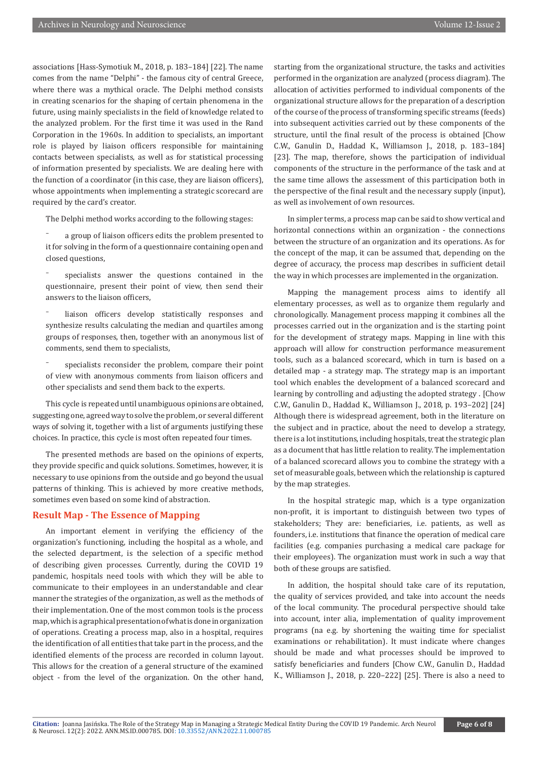associations [Hass-Symotiuk M., 2018, p. 183–184] [22]. The name comes from the name "Delphi" - the famous city of central Greece, where there was a mythical oracle. The Delphi method consists in creating scenarios for the shaping of certain phenomena in the future, using mainly specialists in the field of knowledge related to the analyzed problem. For the first time it was used in the Rand Corporation in the 1960s. In addition to specialists, an important role is played by liaison officers responsible for maintaining contacts between specialists, as well as for statistical processing of information presented by specialists. We are dealing here with the function of a coordinator (in this case, they are liaison officers), whose appointments when implementing a strategic scorecard are required by the card's creator.

The Delphi method works according to the following stages:

- a group of liaison officers edits the problem presented to it for solving in the form of a questionnaire containing open and closed questions,
- specialists answer the questions contained in the questionnaire, present their point of view, then send their answers to the liaison officers,
- liaison officers develop statistically responses and synthesize results calculating the median and quartiles among groups of responses, then, together with an anonymous list of comments, send them to specialists,
- specialists reconsider the problem, compare their point of view with anonymous comments from liaison officers and other specialists and send them back to the experts.

This cycle is repeated until unambiguous opinions are obtained, suggesting one, agreed way to solve the problem, or several different ways of solving it, together with a list of arguments justifying these choices. In practice, this cycle is most often repeated four times.

The presented methods are based on the opinions of experts, they provide specific and quick solutions. Sometimes, however, it is necessary to use opinions from the outside and go beyond the usual patterns of thinking. This is achieved by more creative methods, sometimes even based on some kind of abstraction.

## Result Map - The Essence of Mapping

An important element in verifying the efficiency of the organization's functioning, including the hospital as a whole, and the selected department, is the selection of a specific method of describing given processes. Currently, during the COVID 19 pandemic, hospitals need tools with which they will be able to communicate to their employees in an understandable and clear manner the strategies of the organization, as well as the methods of their implementation. One of the most common tools is the process map, which is a graphical presentation of what is done in organization of operations. Creating a process map, also in a hospital, requires the identification of all entities that take part in the process, and the identified elements of the process are recorded in column layout. This allows for the creation of a general structure of the examined object - from the level of the organization. On the other hand, starting from the organizational structure, the tasks and activities performed in the organization are analyzed (process diagram). The allocation of activities performed to individual components of the organizational structure allows for the preparation of a description of the course of the process of transforming specific streams (feeds) into subsequent activities carried out by these components of the structure, until the final result of the process is obtained [Chow C.W., Ganulin D., Haddad K., Williamson J., 2018, p. 183–184] [23]. The map, therefore, shows the participation of individual components of the structure in the performance of the task and at the same time allows the assessment of this participation both in the perspective of the final result and the necessary supply (input), as well as involvement of own resources.

In simpler terms, a process map can be said to show vertical and horizontal connections within an organization - the connections between the structure of an organization and its operations. As for the concept of the map, it can be assumed that, depending on the degree of accuracy, the process map describes in sufficient detail the way in which processes are implemented in the organization.

Mapping the management process aims to identify all elementary processes, as well as to organize them regularly and chronologically. Management process mapping it combines all the processes carried out in the organization and is the starting point for the development of strategy maps. Mapping in line with this approach will allow for construction performance measurement tools, such as a balanced scorecard, which in turn is based on a detailed map - a strategy map. The strategy map is an important tool which enables the development of a balanced scorecard and learning by controlling and adjusting the adopted strategy . [Chow C.W., Ganulin D., Haddad K., Williamson J., 2018, p. 193–202] [24] Although there is widespread agreement, both in the literature on the subject and in practice, about the need to develop a strategy, there is a lot institutions, including hospitals, treat the strategic plan as a document that has little relation to reality. The implementation of a balanced scorecard allows you to combine the strategy with a set of measurable goals, between which the relationship is captured by the map strategies.

In the hospital strategic map, which is a type organization non-profit, it is important to distinguish between two types of stakeholders; They are: beneficiaries, i.e. patients, as well as founders, i.e. institutions that finance the operation of medical care facilities (e.g. companies purchasing a medical care package for their employees). The organization must work in such a way that both of these groups are satisfied.

In addition, the hospital should take care of its reputation, the quality of services provided, and take into account the needs of the local community. The procedural perspective should take into account, inter alia, implementation of quality improvement programs (na e.g. by shortening the waiting time for specialist examinations or rehabilitation). It must indicate where changes should be made and what processes should be improved to satisfy beneficiaries and funders [Chow C.W., Ganulin D., Haddad K., Williamson J., 2018, p. 220–222] [25]. There is also a need to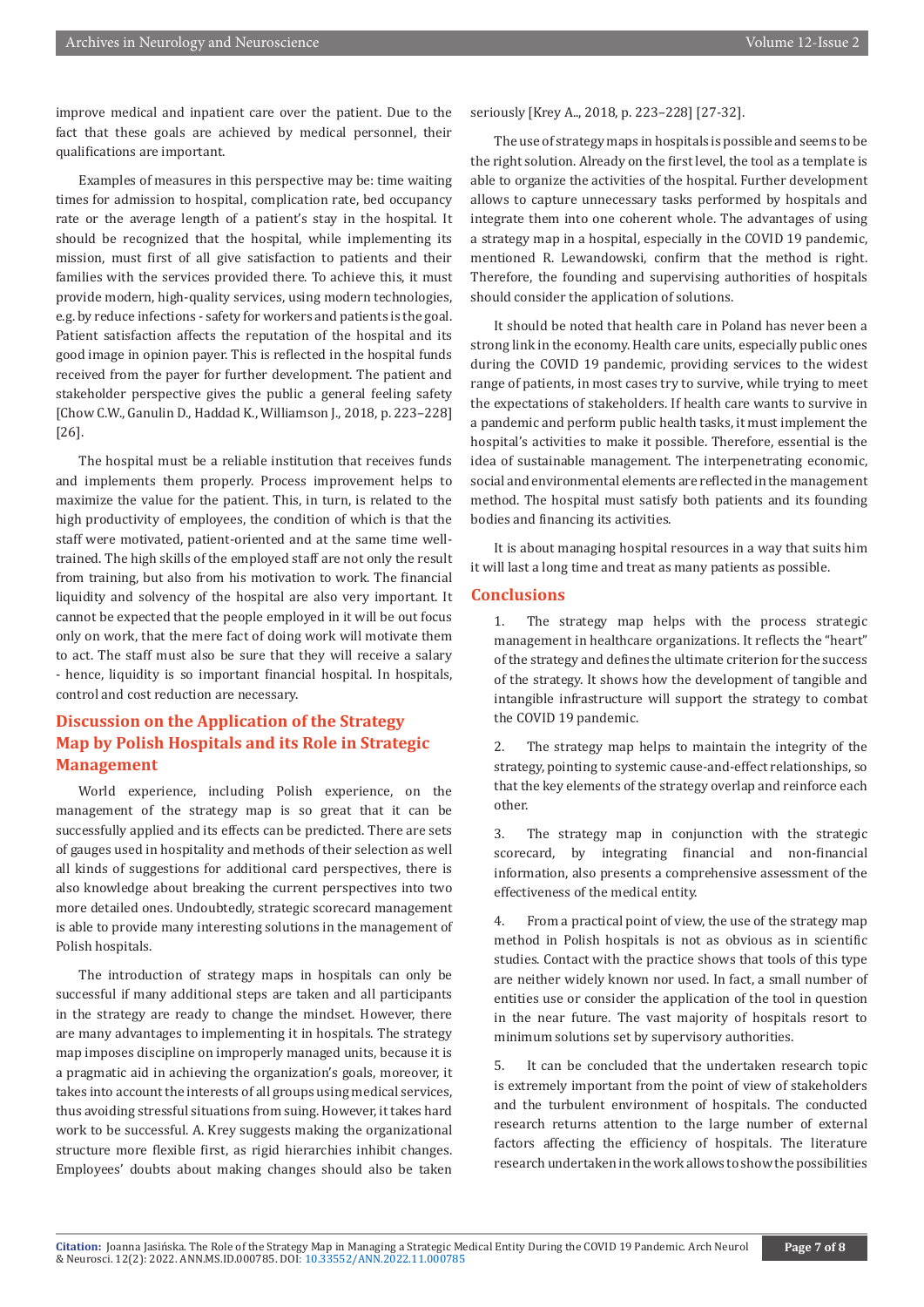improve medical and inpatient care over the patient. Due to the fact that these goals are achieved by medical personnel, their qualifications are important.

Examples of measures in this perspective may be: time waiting times for admission to hospital, complication rate, bed occupancy rate or the average length of a patient's stay in the hospital. It should be recognized that the hospital, while implementing its mission, must first of all give satisfaction to patients and their families with the services provided there. To achieve this, it must provide modern, high-quality services, using modern technologies, e.g. by reduce infections - safety for workers and patients is the goal. Patient satisfaction affects the reputation of the hospital and its good image in opinion payer. This is reflected in the hospital funds received from the payer for further development. The patient and stakeholder perspective gives the public a general feeling safety [Chow C.W., Ganulin D., Haddad K., Williamson J., 2018, p. 223–228] [26].

The hospital must be a reliable institution that receives funds and implements them properly. Process improvement helps to maximize the value for the patient. This, in turn, is related to the high productivity of employees, the condition of which is that the staff were motivated, patient-oriented and at the same time well-trained. The high skills of the employed staff are not only the result from training, but also from his motivation to work. The financial liquidity and solvency of the hospital are also very important. It cannot be expected that the people employed in it will be out focus only on work, that the mere fact of doing work will motivate them to act. The staff must also be sure that they will receive a salary - hence, liquidity is so important financial hospital. In hospitals, control and cost reduction are necessary.

## Discussion on the Application of the Strategy Map by Polish Hospitals and its Role in Strategic Management

World experience, including Polish experience, on the management of the strategy map is so great that it can be successfully applied and its effects can be predicted. There are sets of gauges used in hospitality and methods of their selection as well all kinds of suggestions for additional card perspectives, there is also knowledge about breaking the current perspectives into two more detailed ones. Undoubtedly, strategic scorecard management is able to provide many interesting solutions in the management of Polish hospitals.

The introduction of strategy maps in hospitals can only be successful if many additional steps are taken and all participants in the strategy are ready to change the mindset. However, there are many advantages to implementing it in hospitals. The strategy map imposes discipline on improperly managed units, because it is a pragmatic aid in achieving the organization's goals, moreover, it takes into account the interests of all groups using medical services, thus avoiding stressful situations from suing. However, it takes hard work to be successful. A. Krey suggests making the organizational structure more flexible first, as rigid hierarchies inhibit changes. Employees' doubts about making changes should also be taken seriously [Krey A.., 2018, p. 223–228] [27-32].

The use of strategy maps in hospitals is possible and seems to be the right solution. Already on the first level, the tool as a template is able to organize the activities of the hospital. Further development allows to capture unnecessary tasks performed by hospitals and integrate them into one coherent whole. The advantages of using a strategy map in a hospital, especially in the COVID 19 pandemic, mentioned R. Lewandowski, confirm that the method is right. Therefore, the founding and supervising authorities of hospitals should consider the application of solutions.

It should be noted that health care in Poland has never been a strong link in the economy. Health care units, especially public ones during the COVID 19 pandemic, providing services to the widest range of patients, in most cases try to survive, while trying to meet the expectations of stakeholders. If health care wants to survive in a pandemic and perform public health tasks, it must implement the hospital's activities to make it possible. Therefore, essential is the idea of sustainable management. The interpenetrating economic, social and environmental elements are reflected in the management method. The hospital must satisfy both patients and its founding bodies and financing its activities.

It is about managing hospital resources in a way that suits him it will last a long time and treat as many patients as possible.

## Conclusions

1. The strategy map helps with the process strategic management in healthcare organizations. It reflects the "heart" of the strategy and defines the ultimate criterion for the success of the strategy. It shows how the development of tangible and intangible infrastructure will support the strategy to combat the COVID 19 pandemic.

2. The strategy map helps to maintain the integrity of the strategy, pointing to systemic cause-and-effect relationships, so that the key elements of the strategy overlap and reinforce each other.

3. The strategy map in conjunction with the strategic scorecard, by integrating financial and non-financial information, also presents a comprehensive assessment of the effectiveness of the medical entity.

4. From a practical point of view, the use of the strategy map method in Polish hospitals is not as obvious as in scientific studies. Contact with the practice shows that tools of this type are neither widely known nor used. In fact, a small number of entities use or consider the application of the tool in question in the near future. The vast majority of hospitals resort to minimum solutions set by supervisory authorities.

5. It can be concluded that the undertaken research topic is extremely important from the point of view of stakeholders and the turbulent environment of hospitals. The conducted research returns attention to the large number of external factors affecting the efficiency of hospitals. The literature research undertaken in the work allows to show the possibilities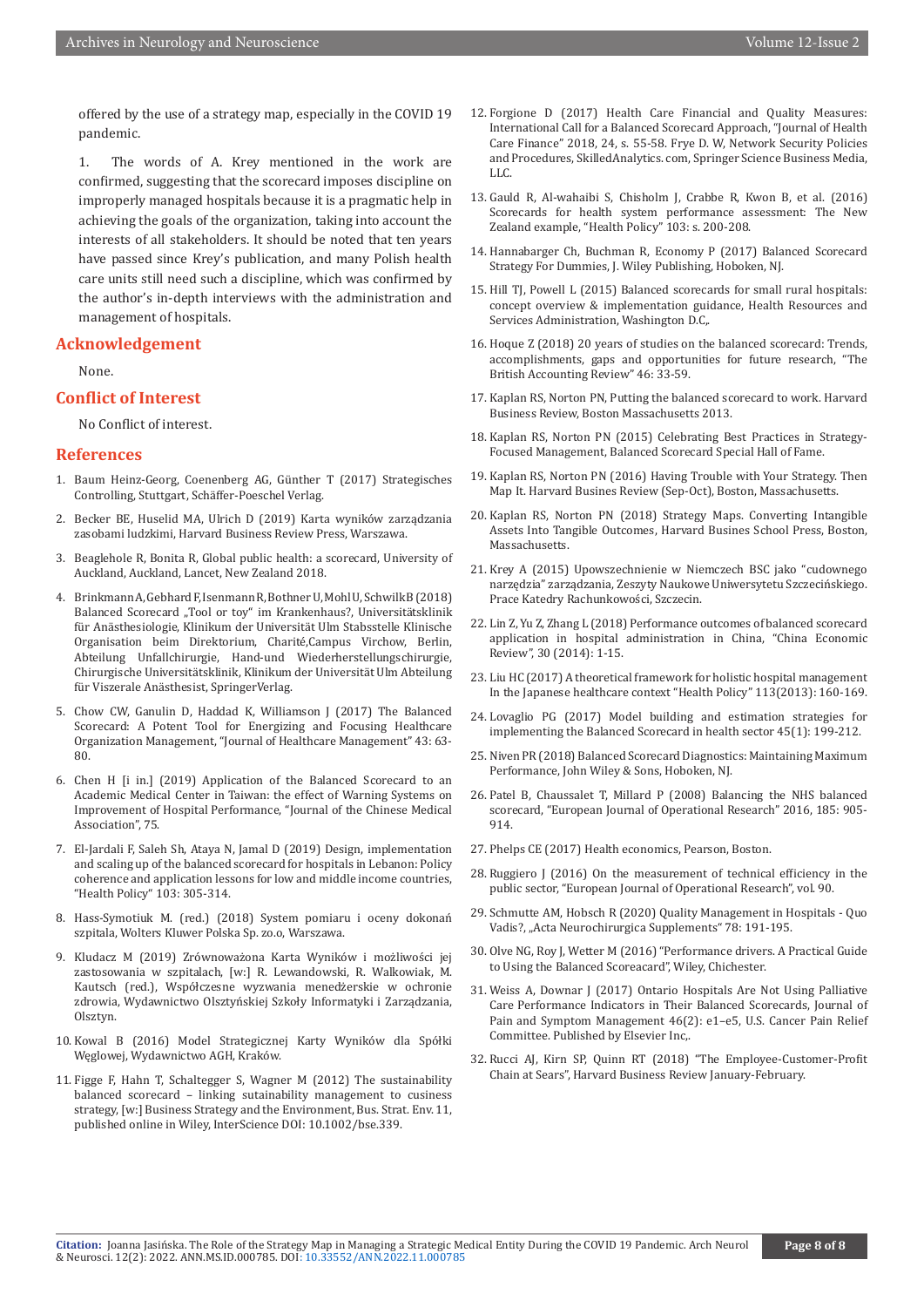offered by the use of a strategy map, especially in the COVID 19 pandemic.

1. The words of A. Krey mentioned in the work are confirmed, suggesting that the scorecard imposes discipline on improperly managed hospitals because it is a pragmatic help in achieving the goals of the organization, taking into account the interests of all stakeholders. It should be noted that ten years have passed since Krey's publication, and many Polish health care units still need such a discipline, which was confirmed by the author's in-depth interviews with the administration and management of hospitals.

## Acknowledgement

None.

## Conflict of Interest

No Conflict of interest.

## References

1. Baum Heinz-Georg, Coenenberg AG, Günther T (2017) Strategisches Controlling, Stuttgart, Schäffer-Poeschel Verlag.
2. Becker BE, Huselid MA, Ulrich D (2019) Karta wyników zarządzania zasobami ludzkimi, Harvard Business Review Press, Warszawa.
3. Beaglehole R, Bonita R, Global public health: a scorecard, University of Auckland, Auckland, Lancet, New Zealand 2018.
4. Brinkmann A, Gebhard F, Isenmann R, Bothner U, Mohl U, Schwilk B (2018) Balanced Scorecard „Tool or toy" im Krankenhaus?, Universitätsklinik für Anästhesiologie, Klinikum der Universität Ulm Stabsstelle Klinische Organisation beim Direktorium, Charité,Campus Virchow, Berlin, Abteilung Unfallchirurgie, Hand-und Wiederherstellungschirurgie, Chirurgische Universitätsklinik, Klinikum der Universität Ulm Abteilung für Viszerale Anästhesist, SpringerVerlag.
5. Chow CW, Ganulin D, Haddad K, Williamson J (2017) The Balanced Scorecard: A Potent Tool for Energizing and Focusing Healthcare Organization Management, "Journal of Healthcare Management" 43: 63-80.
6. Chen H [i in.] (2019) Application of the Balanced Scorecard to an Academic Medical Center in Taiwan: the effect of Warning Systems on Improvement of Hospital Performance, "Journal of the Chinese Medical Association", 75.
7. El-Jardali F, Saleh Sh, Ataya N, Jamal D (2019) Design, implementation and scaling up of the balanced scorecard for hospitals in Lebanon: Policy coherence and application lessons for low and middle income countries, "Health Policy" 103: 305-314.
8. Hass-Symotiuk M. (red.) (2018) System pomiaru i oceny dokonań szpitala, Wolters Kluwer Polska Sp. zo.o, Warszawa.
9. Kludacz M (2019) Zrównoważona Karta Wyników i możliwości jej zastosowania w szpitalach, [w:] R. Lewandowski, R. Walkowiak, M. Kautsch (red.), Współczesne wyzwania menedżerskie w ochronie zdrowia, Wydawnictwo Olsztyńskiej Szkoły Informatyki i Zarządzania, Olsztyn.
10. Kowal B (2016) Model Strategicznej Karty Wyników dla Spółki Węglowej, Wydawnictwo AGH, Kraków.
11. Figge F, Hahn T, Schaltegger S, Wagner M (2012) The sustainability balanced scorecard – linking sustainability management to cusiness strategy, [w:] Business Strategy and the Environment, Bus. Strat. Env. 11, published online in Wiley, InterScience DOI: 10.1002/bse.339.
12. Forgione D (2017) Health Care Financial and Quality Measures: International Call for a Balanced Scorecard Approach, "Journal of Health Care Finance" 2018, 24, s. 55-58. Frye D. W, Network Security Policies and Procedures, SkilledAnalytics. com, Springer Science Business Media, LLC.
13. Gauld R, Al-wahaibi S, Chisholm J, Crabbe R, Kwon B, et al. (2016) Scorecards for health system performance assessment: The New Zealand example, "Health Policy" 103: s. 200-208.
14. Hannabarger Ch, Buchman R, Economy P (2017) Balanced Scorecard Strategy For Dummies, J. Wiley Publishing, Hoboken, NJ.
15. Hill TJ, Powell L (2015) Balanced scorecards for small rural hospitals: concept overview & implementation guidance, Health Resources and Services Administration, Washington D.C,.
16. Hoque Z (2018) 20 years of studies on the balanced scorecard: Trends, accomplishments, gaps and opportunities for future research, "The British Accounting Review" 46: 33-59.
17. Kaplan RS, Norton PN, Putting the balanced scorecard to work. Harvard Business Review, Boston Massachusetts 2013.
18. Kaplan RS, Norton PN (2015) Celebrating Best Practices in Strategy-Focused Management, Balanced Scorecard Special Hall of Fame.
19. Kaplan RS, Norton PN (2016) Having Trouble with Your Strategy. Then Map It. Harvard Busines Review (Sep-Oct), Boston, Massachusetts.
20. Kaplan RS, Norton PN (2018) Strategy Maps. Converting Intangible Assets Into Tangible Outcomes, Harvard Busines School Press, Boston, Massachusetts.
21. Krey A (2015) Upowszechnienie w Niemczech BSC jako "cudownego narzędzia" zarządzania, Zeszyty Naukowe Uniwersytetu Szczecińskiego. Prace Katedry Rachunkowości, Szczecin.
22. Lin Z, Yu Z, Zhang L (2018) Performance outcomes of balanced scorecard application in hospital administration in China, "China Economic Review", 30 (2014): 1-15.
23. Liu HC (2017) A theoretical framework for holistic hospital management In the Japanese healthcare context "Health Policy" 113(2013): 160-169.
24. Lovaglio PG (2017) Model building and estimation strategies for implementing the Balanced Scorecard in health sector 45(1): 199-212.
25. Niven PR (2018) Balanced Scorecard Diagnostics: Maintaining Maximum Performance, John Wiley & Sons, Hoboken, NJ.
26. Patel B, Chaussalet T, Millard P (2008) Balancing the NHS balanced scorecard, "European Journal of Operational Research" 2016, 185: 905-914.
27. Phelps CE (2017) Health economics, Pearson, Boston.
28. Ruggiero J (2016) On the measurement of technical efficiency in the public sector, "European Journal of Operational Research", vol. 90.
29. Schmutte AM, Hobsch R (2020) Quality Management in Hospitals - Quo Vadis?, „Acta Neurochirurgica Supplements" 78: 191-195.
30. Olve NG, Roy J, Wetter M (2016) "Performance drivers. A Practical Guide to Using the Balanced Scoreacard", Wiley, Chichester.
31. Weiss A, Downar J (2017) Ontario Hospitals Are Not Using Palliative Care Performance Indicators in Their Balanced Scorecards, Journal of Pain and Symptom Management 46(2): e1–e5, U.S. Cancer Pain Relief Committee. Published by Elsevier Inc,.
32. Rucci AJ, Kirn SP, Quinn RT (2018) "The Employee-Customer-Profit Chain at Sears", Harvard Business Review January-February.